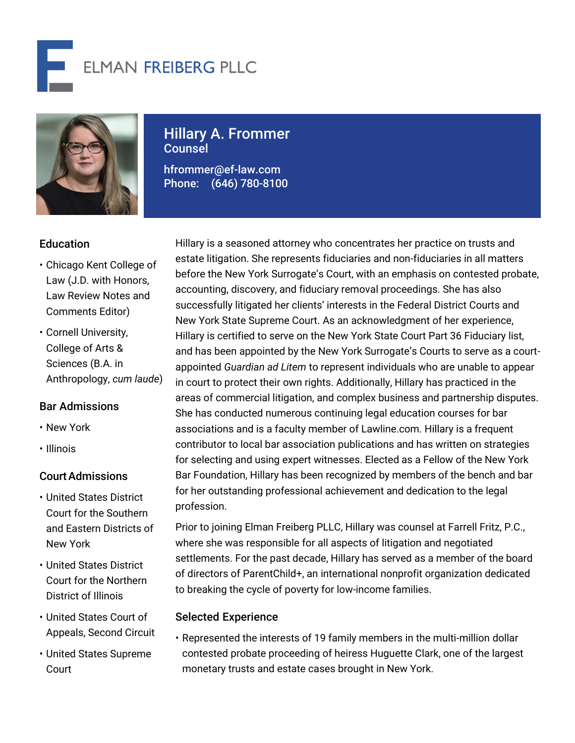# ELMAN FREIBERG PLLC

## Hillary A. Frommer

**Counsel**

hfrommer@ef-law.com
Phone: (646) 780-8100

### Education

- Chicago Kent College of Law (J.D. with Honors, Law Review Notes and Comments Editor)
- Cornell University, College of Arts & Sciences (B.A. in Anthropology, *cum laude*)

### Bar Admissions

- New York
- Illinois

### Court Admissions

- United States District Court for the Southern and Eastern Districts of New York
- United States District Court for the Northern District of Illinois
- United States Court of Appeals, Second Circuit
- United States Supreme Court

Hillary is a seasoned attorney who concentrates her practice on trusts and estate litigation. She represents fiduciaries and non-fiduciaries in all matters before the New York Surrogate's Court, with an emphasis on contested probate, accounting, discovery, and fiduciary removal proceedings. She has also successfully litigated her clients' interests in the Federal District Courts and New York State Supreme Court. As an acknowledgment of her experience, Hillary is certified to serve on the New York State Court Part 36 Fiduciary list, and has been appointed by the New York Surrogate's Courts to serve as a court-appointed *Guardian ad Litem* to represent individuals who are unable to appear in court to protect their own rights. Additionally, Hillary has practiced in the areas of commercial litigation, and complex business and partnership disputes. She has conducted numerous continuing legal education courses for bar associations and is a faculty member of Lawline.com. Hillary is a frequent contributor to local bar association publications and has written on strategies for selecting and using expert witnesses. Elected as a Fellow of the New York Bar Foundation, Hillary has been recognized by members of the bench and bar for her outstanding professional achievement and dedication to the legal profession.

Prior to joining Elman Freiberg PLLC, Hillary was counsel at Farrell Fritz, P.C., where she was responsible for all aspects of litigation and negotiated settlements. For the past decade, Hillary has served as a member of the board of directors of ParentChild+, an international nonprofit organization dedicated to breaking the cycle of poverty for low-income families.

### Selected Experience

- Represented the interests of 19 family members in the multi-million dollar contested probate proceeding of heiress Huguette Clark, one of the largest monetary trusts and estate cases brought in New York.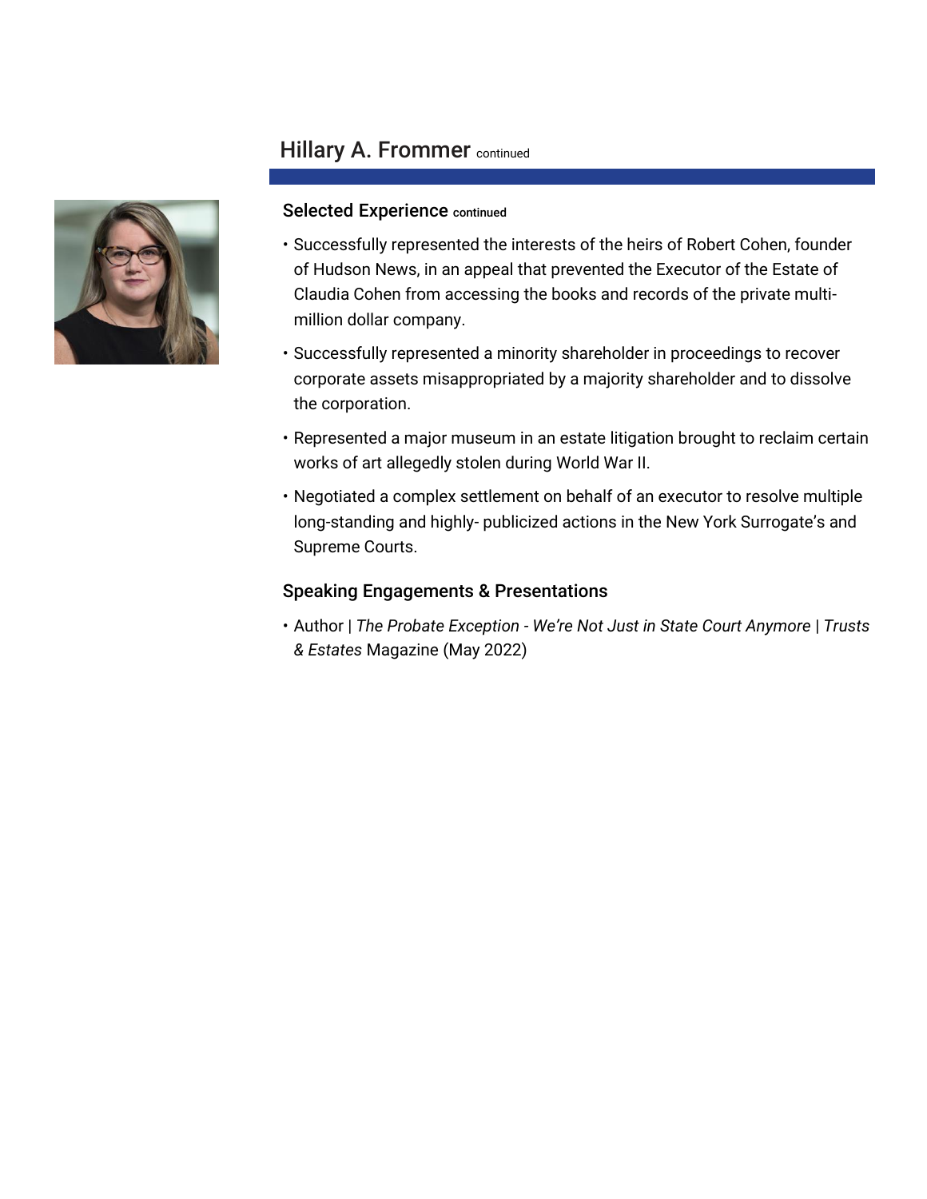## Hillary A. Frommer continued

### Selected Experience continued

- Successfully represented the interests of the heirs of Robert Cohen, founder of Hudson News, in an appeal that prevented the Executor of the Estate of Claudia Cohen from accessing the books and records of the private multi-million dollar company.
- Successfully represented a minority shareholder in proceedings to recover corporate assets misappropriated by a majority shareholder and to dissolve the corporation.
- Represented a major museum in an estate litigation brought to reclaim certain works of art allegedly stolen during World War II.
- Negotiated a complex settlement on behalf of an executor to resolve multiple long-standing and highly- publicized actions in the New York Surrogate's and Supreme Courts.

### Speaking Engagements & Presentations

- Author | *The Probate Exception - We're Not Just in State Court Anymore* | *Trusts & Estates* Magazine (May 2022)